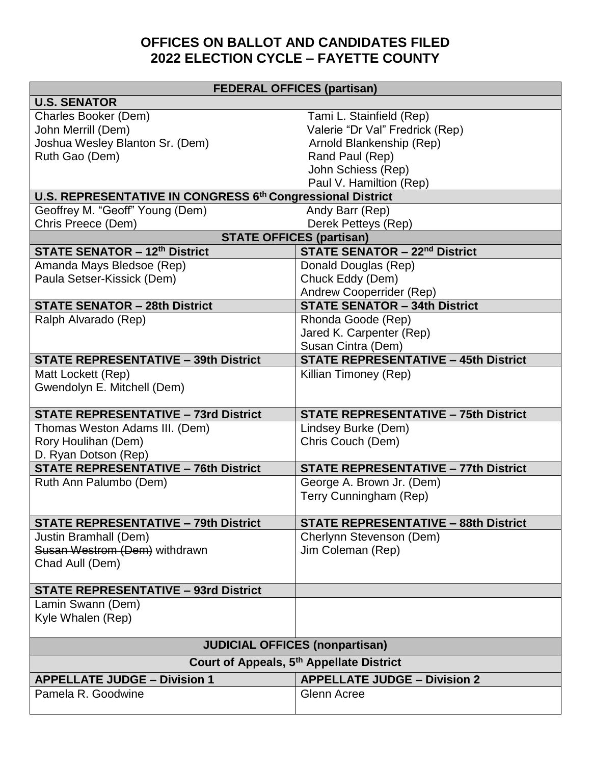# OFFICES ON BALLOT AND CANDIDATES FILED
# 2022 ELECTION CYCLE – FAYETTE COUNTY

| FEDERAL OFFICES (partisan) | |
|---|---|
| **U.S. SENATOR** | |
| Charles Booker (Dem)<br>John Merrill (Dem)<br>Joshua Wesley Blanton Sr. (Dem)<br>Ruth Gao (Dem) | Tami L. Stainfield (Rep)<br>Valerie "Dr Val" Fredrick (Rep)<br>Arnold Blankenship (Rep)<br>Rand Paul (Rep)<br>John Schiess (Rep)<br>Paul V. Hamiltion (Rep) |
| **U.S. REPRESENTATIVE IN CONGRESS 6th Congressional District** | |
| Geoffrey M. "Geoff" Young (Dem)<br>Chris Preece (Dem) | Andy Barr (Rep)<br>Derek Petteys (Rep) |
| **STATE OFFICES (partisan)** | |
| **STATE SENATOR – 12th District** | **STATE SENATOR – 22nd District** |
| Amanda Mays Bledsoe (Rep)<br>Paula Setser-Kissick (Dem) | Donald Douglas (Rep)<br>Chuck Eddy (Dem)<br>Andrew Cooperrider (Rep) |
| **STATE SENATOR – 28th District** | **STATE SENATOR – 34th District** |
| Ralph Alvarado (Rep) | Rhonda Goode (Rep)<br>Jared K. Carpenter (Rep)<br>Susan Cintra (Dem) |
| **STATE REPRESENTATIVE – 39th District** | **STATE REPRESENTATIVE – 45th District** |
| Matt Lockett (Rep)<br>Gwendolyn E. Mitchell (Dem) | Killian Timoney (Rep) |
| **STATE REPRESENTATIVE – 73rd District** | **STATE REPRESENTATIVE – 75th District** |
| Thomas Weston Adams III. (Dem)<br>Rory Houlihan (Dem)<br>D. Ryan Dotson (Rep) | Lindsey Burke (Dem)<br>Chris Couch (Dem) |
| **STATE REPRESENTATIVE – 76th District** | **STATE REPRESENTATIVE – 77th District** |
| Ruth Ann Palumbo (Dem) | George A. Brown Jr. (Dem)<br>Terry Cunningham (Rep) |
| **STATE REPRESENTATIVE – 79th District** | **STATE REPRESENTATIVE – 88th District** |
| Justin Bramhall (Dem)<br>~~Susan Westrom (Dem)~~ withdrawn<br>Chad Aull (Dem) | Cherlynn Stevenson (Dem)<br>Jim Coleman (Rep) |
| **STATE REPRESENTATIVE – 93rd District** | |
| Lamin Swann (Dem)<br>Kyle Whalen (Rep) | |
| **JUDICIAL OFFICES (nonpartisan)** | |
| **Court of Appeals, 5th Appellate District** | |
| **APPELLATE JUDGE – Division 1** | **APPELLATE JUDGE – Division 2** |
| Pamela R. Goodwine | Glenn Acree |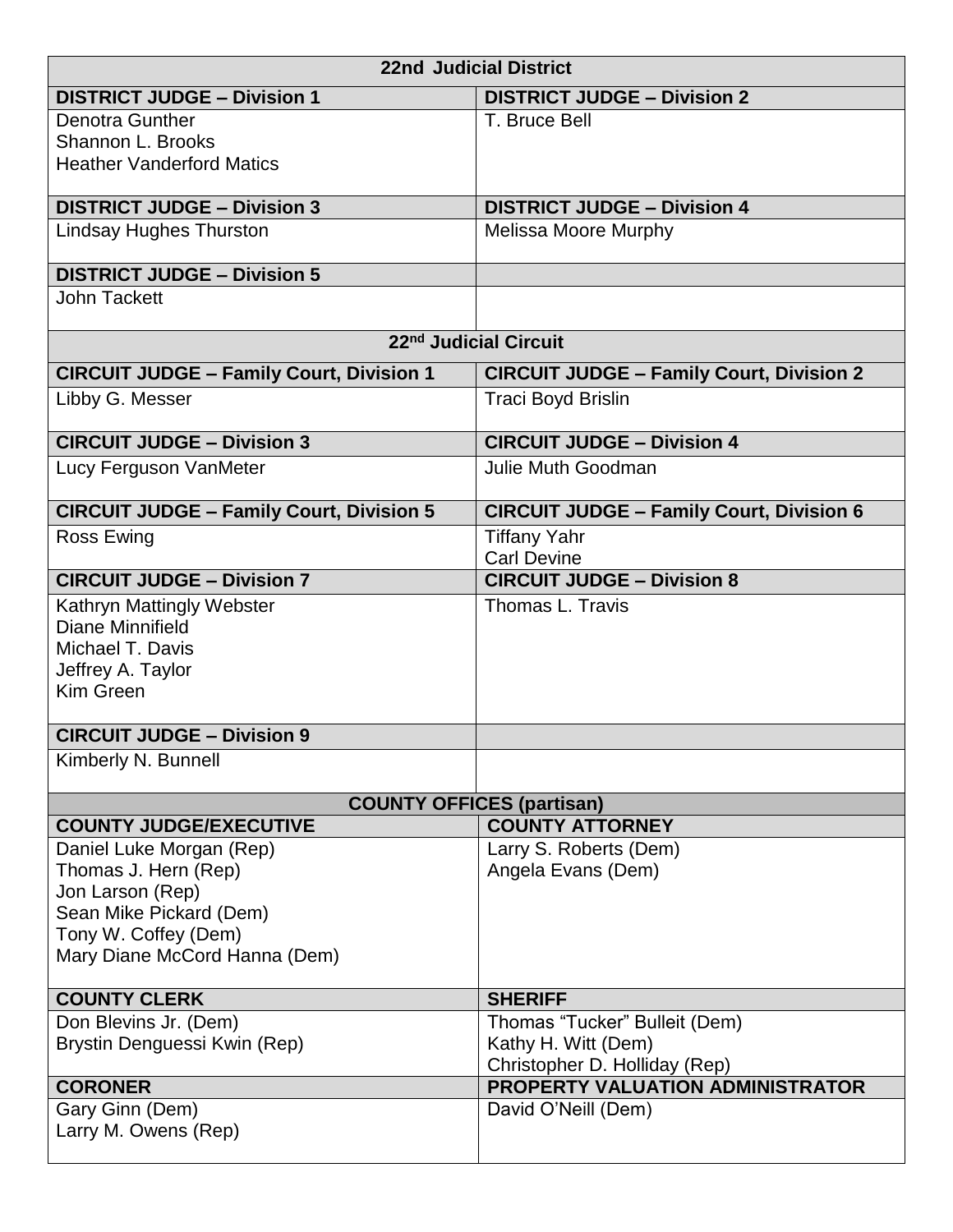| 22nd Judicial District | |
|---|---|
| **DISTRICT JUDGE – Division 1** | **DISTRICT JUDGE – Division 2** |
| Denotra Gunther<br>Shannon L. Brooks<br>Heather Vanderford Matics | T. Bruce Bell |
| **DISTRICT JUDGE – Division 3** | **DISTRICT JUDGE – Division 4** |
| Lindsay Hughes Thurston | Melissa Moore Murphy |
| **DISTRICT JUDGE – Division 5** | |
| John Tackett | |

| 22nd Judicial Circuit | |
|---|---|
| **CIRCUIT JUDGE – Family Court, Division 1** | **CIRCUIT JUDGE – Family Court, Division 2** |
| Libby G. Messer | Traci Boyd Brislin |
| **CIRCUIT JUDGE – Division 3** | **CIRCUIT JUDGE – Division 4** |
| Lucy Ferguson VanMeter | Julie Muth Goodman |
| **CIRCUIT JUDGE – Family Court, Division 5** | **CIRCUIT JUDGE – Family Court, Division 6** |
| Ross Ewing | Tiffany Yahr<br>Carl Devine |
| **CIRCUIT JUDGE – Division 7** | **CIRCUIT JUDGE – Division 8** |
| Kathryn Mattingly Webster<br>Diane Minnifield<br>Michael T. Davis<br>Jeffrey A. Taylor<br>Kim Green | Thomas L. Travis |
| **CIRCUIT JUDGE – Division 9** | |
| Kimberly N. Bunnell | |

| COUNTY OFFICES (partisan) | |
|---|---|
| **COUNTY JUDGE/EXECUTIVE** | **COUNTY ATTORNEY** |
| Daniel Luke Morgan (Rep)<br>Thomas J. Hern (Rep)<br>Jon Larson (Rep)<br>Sean Mike Pickard (Dem)<br>Tony W. Coffey (Dem)<br>Mary Diane McCord Hanna (Dem) | Larry S. Roberts (Dem)<br>Angela Evans (Dem) |
| **COUNTY CLERK** | **SHERIFF** |
| Don Blevins Jr. (Dem)<br>Brystin Denguessi Kwin (Rep) | Thomas "Tucker" Bulleit (Dem)<br>Kathy H. Witt (Dem)<br>Christopher D. Holliday (Rep) |
| **CORONER** | **PROPERTY VALUATION ADMINISTRATOR** |
| Gary Ginn (Dem)<br>Larry M. Owens (Rep) | David O'Neill (Dem) |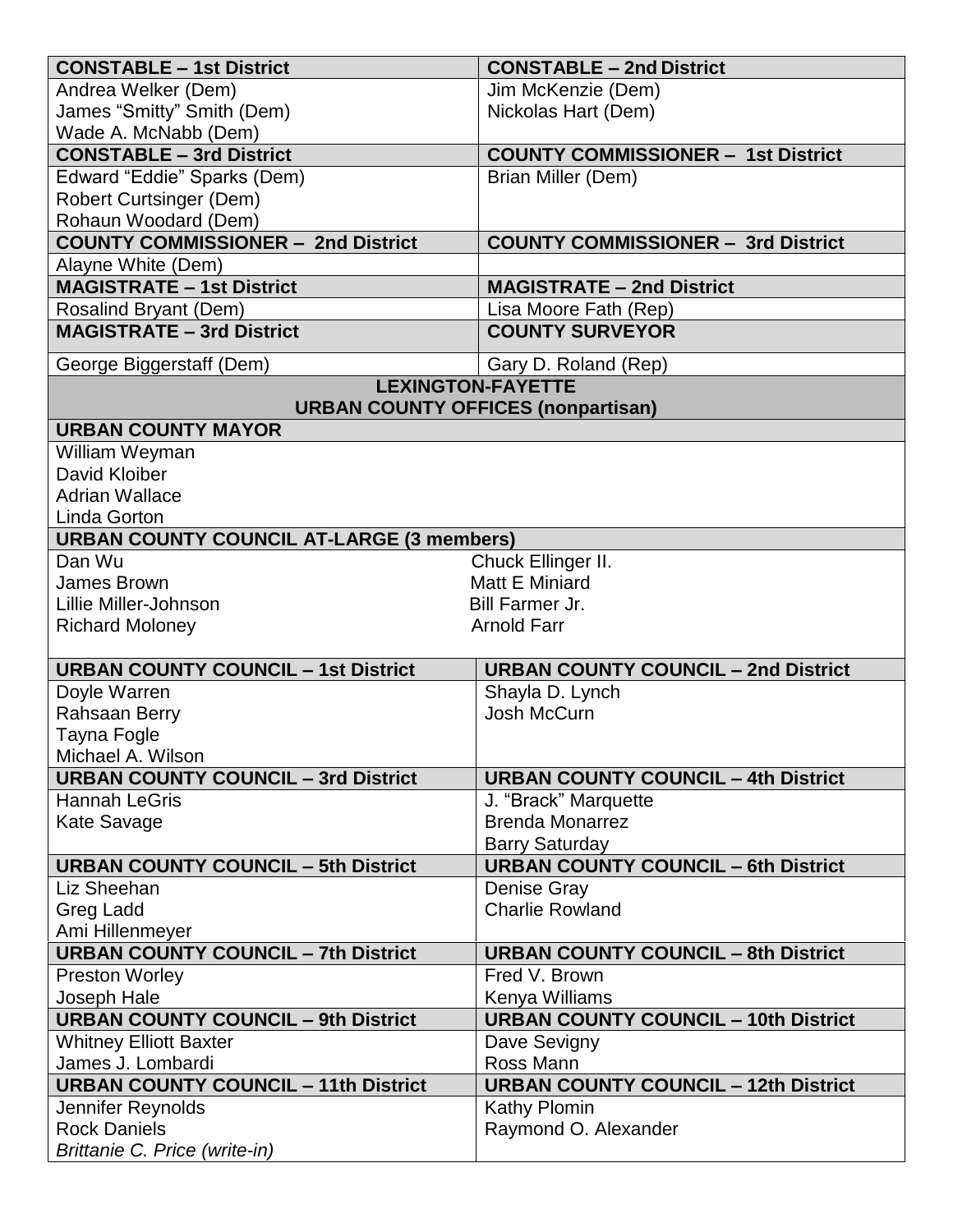| CONSTABLE – 1st District | CONSTABLE – 2nd District |
|---|---|
| Andrea Welker (Dem)<br>James "Smitty" Smith (Dem)<br>Wade A. McNabb (Dem) | Jim McKenzie (Dem)<br>Nickolas Hart (Dem) |
| **CONSTABLE – 3rd District** | **COUNTY COMMISSIONER – 1st District** |
| Edward "Eddie" Sparks (Dem)<br>Robert Curtsinger (Dem)<br>Rohaun Woodard (Dem) | Brian Miller (Dem) |
| **COUNTY COMMISSIONER – 2nd District** | **COUNTY COMMISSIONER – 3rd District** |
| Alayne White (Dem) | |
| **MAGISTRATE – 1st District** | **MAGISTRATE – 2nd District** |
| Rosalind Bryant (Dem) | Lisa Moore Fath (Rep) |
| **MAGISTRATE – 3rd District** | **COUNTY SURVEYOR** |
| George Biggerstaff (Dem) | Gary D. Roland (Rep) |

## LEXINGTON-FAYETTE URBAN COUNTY OFFICES (nonpartisan)

**URBAN COUNTY MAYOR**

William Weyman
David Kloiber
Adrian Wallace
Linda Gorton

**URBAN COUNTY COUNCIL AT-LARGE (3 members)**

| | |
|---|---|
| Dan Wu | Chuck Ellinger II. |
| James Brown | Matt E Miniard |
| Lillie Miller-Johnson | Bill Farmer Jr. |
| Richard Moloney | Arnold Farr |

| URBAN COUNTY COUNCIL – 1st District | URBAN COUNTY COUNCIL – 2nd District |
|---|---|
| Doyle Warren<br>Rahsaan Berry<br>Tayna Fogle<br>Michael A. Wilson | Shayla D. Lynch<br>Josh McCurn |
| **URBAN COUNTY COUNCIL – 3rd District** | **URBAN COUNTY COUNCIL – 4th District** |
| Hannah LeGris<br>Kate Savage | J. "Brack" Marquette<br>Brenda Monarrez<br>Barry Saturday |
| **URBAN COUNTY COUNCIL – 5th District** | **URBAN COUNTY COUNCIL – 6th District** |
| Liz Sheehan<br>Greg Ladd<br>Ami Hillenmeyer | Denise Gray<br>Charlie Rowland |
| **URBAN COUNTY COUNCIL – 7th District** | **URBAN COUNTY COUNCIL – 8th District** |
| Preston Worley<br>Joseph Hale | Fred V. Brown<br>Kenya Williams |
| **URBAN COUNTY COUNCIL – 9th District** | **URBAN COUNTY COUNCIL – 10th District** |
| Whitney Elliott Baxter<br>James J. Lombardi | Dave Sevigny<br>Ross Mann |
| **URBAN COUNTY COUNCIL – 11th District** | **URBAN COUNTY COUNCIL – 12th District** |
| Jennifer Reynolds<br>Rock Daniels<br>*Brittanie C. Price (write-in)* | Kathy Plomin<br>Raymond O. Alexander |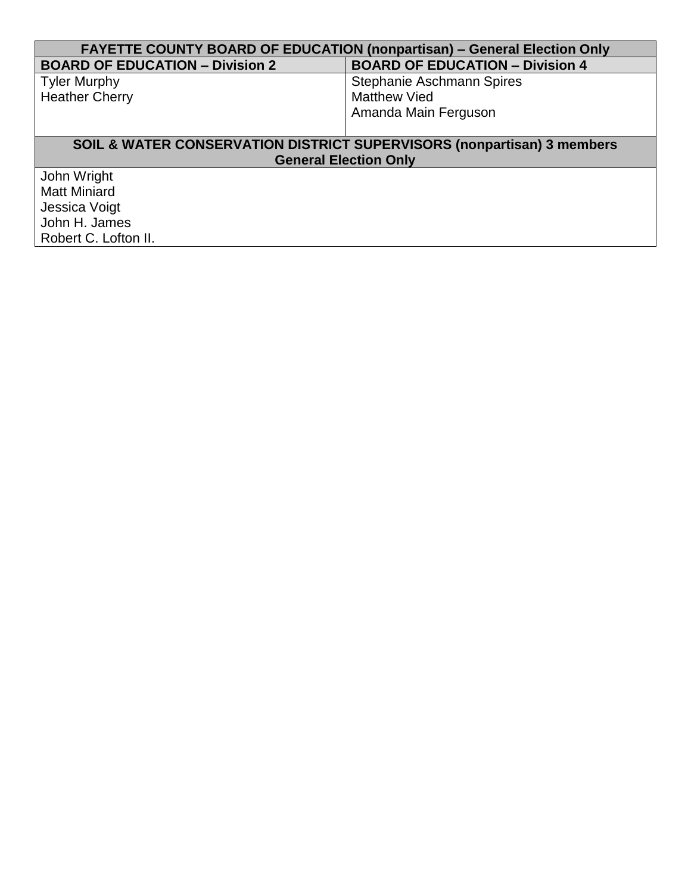| FAYETTE COUNTY BOARD OF EDUCATION (nonpartisan) – General Election Only | |
|---|---|
| **BOARD OF EDUCATION – Division 2** | **BOARD OF EDUCATION – Division 4** |
| Tyler Murphy<br>Heather Cherry | Stephanie Aschmann Spires<br>Matthew Vied<br>Amanda Main Ferguson |

| SOIL & WATER CONSERVATION DISTRICT SUPERVISORS (nonpartisan) 3 members General Election Only |
|---|
| John Wright<br>Matt Miniard<br>Jessica Voigt<br>John H. James<br>Robert C. Lofton II. |